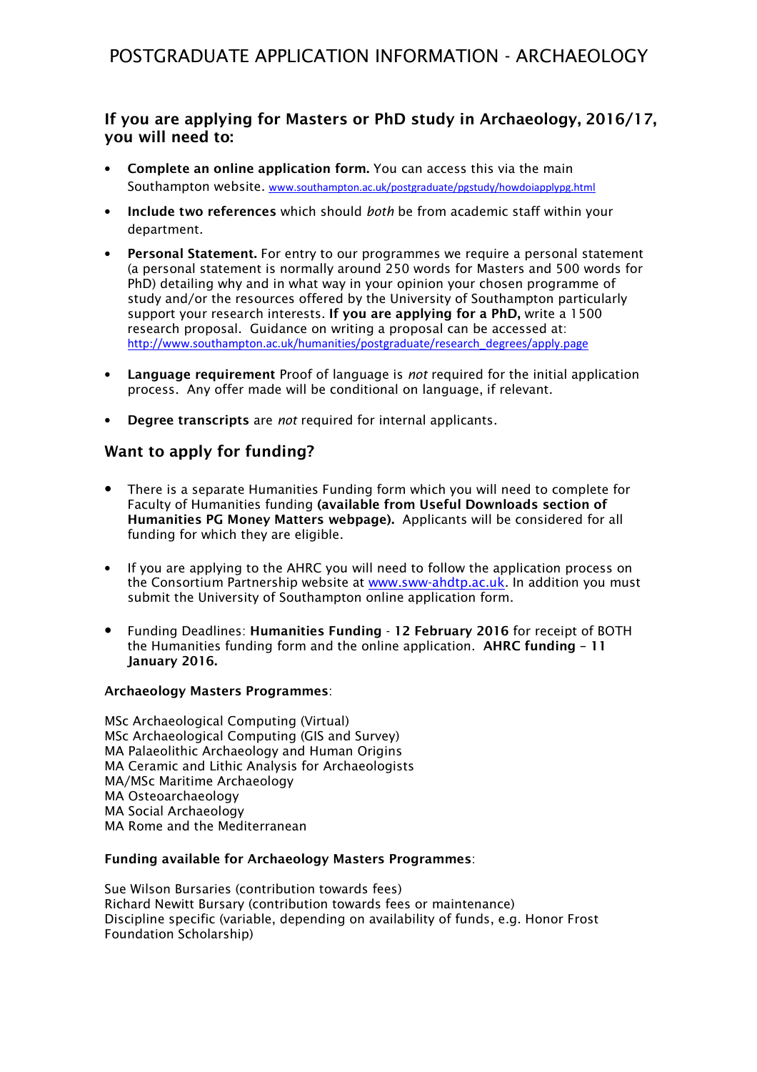# POSTGRADUATE APPLICATION INFORMATION - ARCHAEOLOGY

## If you are applying for Masters or PhD study in Archaeology, 2016/17, you will need to:

- **Complete an online application form.** You can access this via the main Southampton website. www.southampton.ac.uk/postgraduate/pgstudy/howdoiapplypg.html
- **Include two references** which should *both* be from academic staff within your department.
- **Personal Statement.** For entry to our programmes we require a personal statement (a personal statement is normally around 250 words for Masters and 500 words for PhD) detailing why and in what way in your opinion your chosen programme of study and/or the resources offered by the University of Southampton particularly support your research interests. **If you are applying for a PhD,** write a 1500 research proposal. Guidance on writing a proposal can be accessed at: http://www.southampton.ac.uk/humanities/postgraduate/research_degrees/apply.page
- **Language requirement** Proof of language is *not* required for the initial application process. Any offer made will be conditional on language, if relevant.
- **Degree transcripts** are *not* required for internal applicants.

## Want to apply for funding?

- There is a separate Humanities Funding form which you will need to complete for Faculty of Humanities funding **(available from Useful Downloads section of Humanities PG Money Matters webpage).** Applicants will be considered for all funding for which they are eligible.
- If you are applying to the AHRC you will need to follow the application process on the Consortium Partnership website at www.sww-ahdtp.ac.uk. In addition you must submit the University of Southampton online application form.
- Funding Deadlines: **Humanities Funding** - **12 February 2016** for receipt of BOTH the Humanities funding form and the online application. **AHRC funding – 11 January 2016.**

**Archaeology Masters Programmes**:

MSc Archaeological Computing (Virtual)
MSc Archaeological Computing (GIS and Survey)
MA Palaeolithic Archaeology and Human Origins
MA Ceramic and Lithic Analysis for Archaeologists
MA/MSc Maritime Archaeology
MA Osteoarchaeology
MA Social Archaeology
MA Rome and the Mediterranean

**Funding available for Archaeology Masters Programmes**:

Sue Wilson Bursaries (contribution towards fees)
Richard Newitt Bursary (contribution towards fees or maintenance)
Discipline specific (variable, depending on availability of funds, e.g. Honor Frost Foundation Scholarship)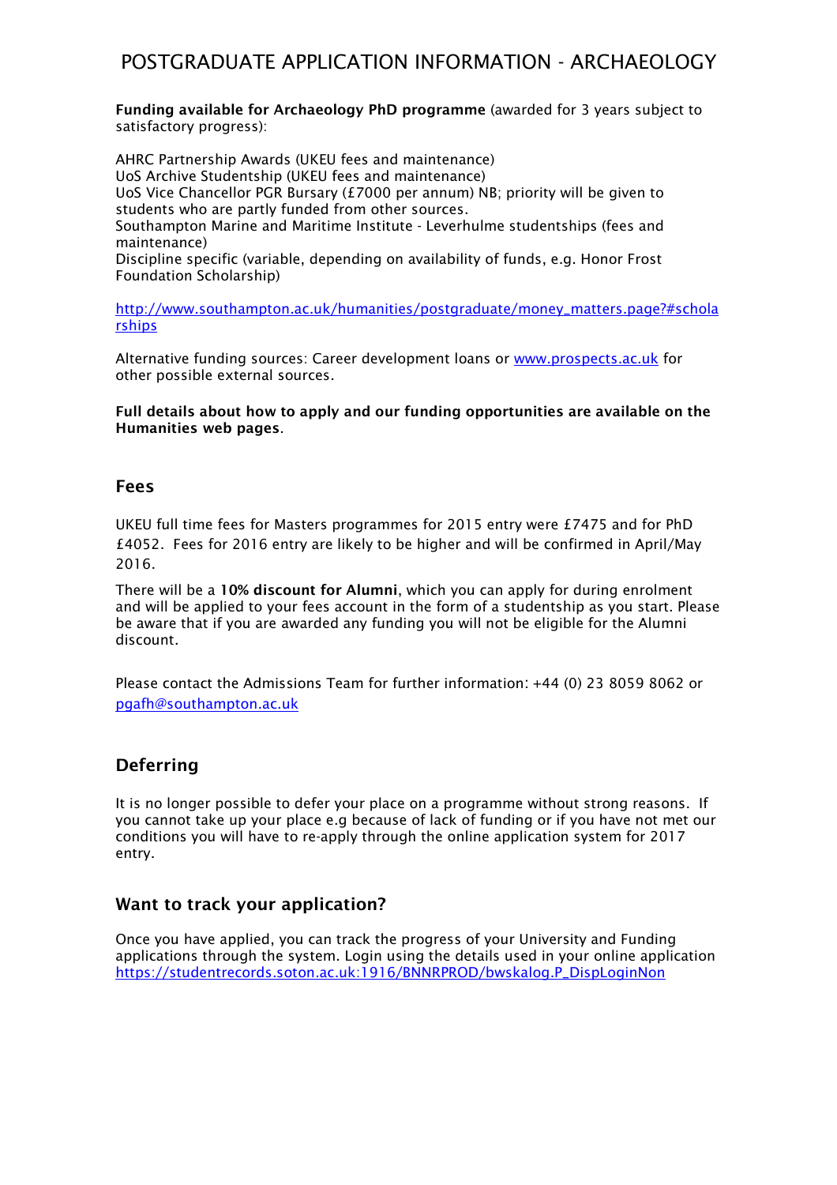# POSTGRADUATE APPLICATION INFORMATION - ARCHAEOLOGY

**Funding available for Archaeology PhD programme** (awarded for 3 years subject to satisfactory progress):

AHRC Partnership Awards (UKEU fees and maintenance)
UoS Archive Studentship (UKEU fees and maintenance)
UoS Vice Chancellor PGR Bursary (£7000 per annum) NB; priority will be given to students who are partly funded from other sources.
Southampton Marine and Maritime Institute - Leverhulme studentships (fees and maintenance)
Discipline specific (variable, depending on availability of funds, e.g. Honor Frost Foundation Scholarship)

http://www.southampton.ac.uk/humanities/postgraduate/money_matters.page?#scholarships

Alternative funding sources: Career development loans or www.prospects.ac.uk for other possible external sources.

**Full details about how to apply and our funding opportunities are available on the Humanities web pages**.

## Fees

UKEU full time fees for Masters programmes for 2015 entry were £7475 and for PhD £4052. Fees for 2016 entry are likely to be higher and will be confirmed in April/May 2016.

There will be a **10% discount for Alumni**, which you can apply for during enrolment and will be applied to your fees account in the form of a studentship as you start. Please be aware that if you are awarded any funding you will not be eligible for the Alumni discount.

Please contact the Admissions Team for further information: +44 (0) 23 8059 8062 or pgafh@southampton.ac.uk

## Deferring

It is no longer possible to defer your place on a programme without strong reasons. If you cannot take up your place e.g because of lack of funding or if you have not met our conditions you will have to re-apply through the online application system for 2017 entry.

## Want to track your application?

Once you have applied, you can track the progress of your University and Funding applications through the system. Login using the details used in your online application https://studentrecords.soton.ac.uk:1916/BNNRPROD/bwskalog.P_DispLoginNon